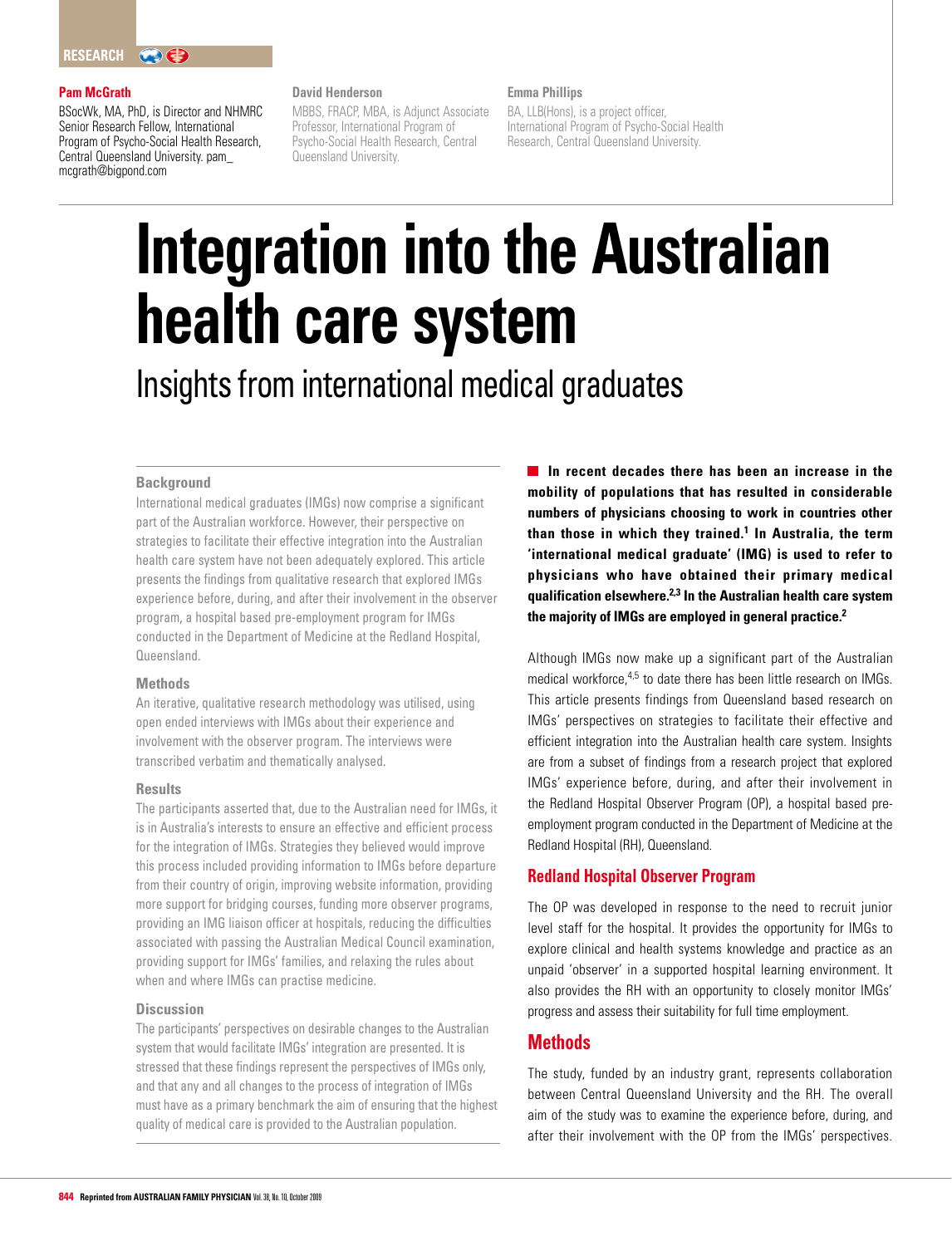RESEARCH

**Pam McGrath**

BSocWk, MA, PhD, is Director and NHMRC Senior Research Fellow, International Program of Psycho-Social Health Research, Central Queensland University. pam_mcgrath@bigpond.com

**David Henderson**

MBBS, FRACP, MBA, is Adjunct Associate Professor, International Program of Psycho-Social Health Research, Central Queensland University.

**Emma Phillips**

BA, LLB(Hons), is a project officer, International Program of Psycho-Social Health Research, Central Queensland University.

# Integration into the Australian health care system

## Insights from international medical graduates

### Background

International medical graduates (IMGs) now comprise a significant part of the Australian workforce. However, their perspective on strategies to facilitate their effective integration into the Australian health care system have not been adequately explored. This article presents the findings from qualitative research that explored IMGs experience before, during, and after their involvement in the observer program, a hospital based pre-employment program for IMGs conducted in the Department of Medicine at the Redland Hospital, Queensland.

### Methods

An iterative, qualitative research methodology was utilised, using open ended interviews with IMGs about their experience and involvement with the observer program. The interviews were transcribed verbatim and thematically analysed.

### Results

The participants asserted that, due to the Australian need for IMGs, it is in Australia's interests to ensure an effective and efficient process for the integration of IMGs. Strategies they believed would improve this process included providing information to IMGs before departure from their country of origin, improving website information, providing more support for bridging courses, funding more observer programs, providing an IMG liaison officer at hospitals, reducing the difficulties associated with passing the Australian Medical Council examination, providing support for IMGs' families, and relaxing the rules about when and where IMGs can practise medicine.

### Discussion

The participants' perspectives on desirable changes to the Australian system that would facilitate IMGs' integration are presented. It is stressed that these findings represent the perspectives of IMGs only, and that any and all changes to the process of integration of IMGs must have as a primary benchmark the aim of ensuring that the highest quality of medical care is provided to the Australian population.

**In recent decades there has been an increase in the mobility of populations that has resulted in considerable numbers of physicians choosing to work in countries other than those in which they trained.[1] In Australia, the term 'international medical graduate' (IMG) is used to refer to physicians who have obtained their primary medical qualification elsewhere.[2,3] In the Australian health care system the majority of IMGs are employed in general practice.[2]**

Although IMGs now make up a significant part of the Australian medical workforce,[4,5] to date there has been little research on IMGs. This article presents findings from Queensland based research on IMGs' perspectives on strategies to facilitate their effective and efficient integration into the Australian health care system. Insights are from a subset of findings from a research project that explored IMGs' experience before, during, and after their involvement in the Redland Hospital Observer Program (OP), a hospital based pre-employment program conducted in the Department of Medicine at the Redland Hospital (RH), Queensland.

## Redland Hospital Observer Program

The OP was developed in response to the need to recruit junior level staff for the hospital. It provides the opportunity for IMGs to explore clinical and health systems knowledge and practice as an unpaid 'observer' in a supported hospital learning environment. It also provides the RH with an opportunity to closely monitor IMGs' progress and assess their suitability for full time employment.

## Methods

The study, funded by an industry grant, represents collaboration between Central Queensland University and the RH. The overall aim of the study was to examine the experience before, during, and after their involvement with the OP from the IMGs' perspectives.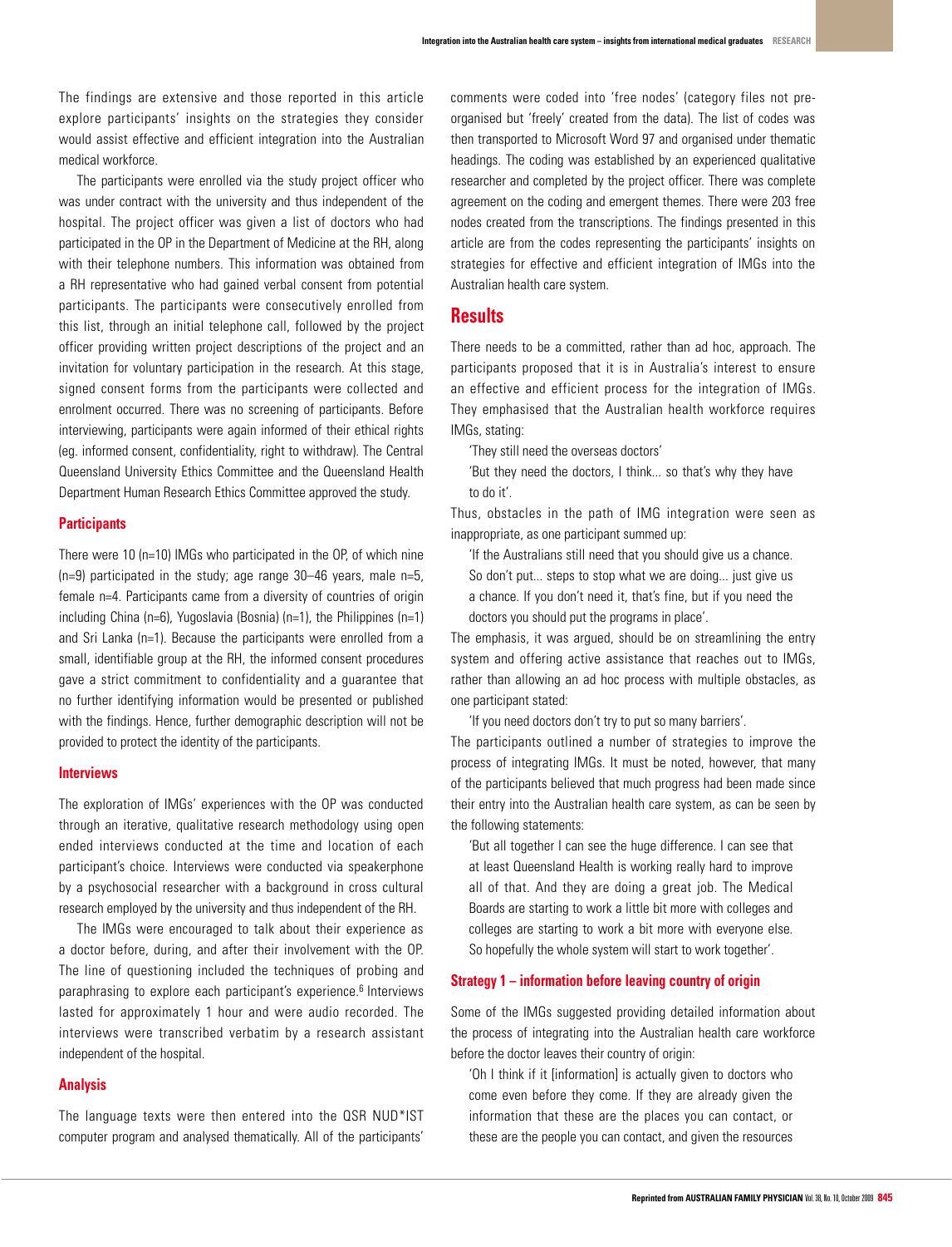The findings are extensive and those reported in this article explore participants' insights on the strategies they consider would assist effective and efficient integration into the Australian medical workforce.

The participants were enrolled via the study project officer who was under contract with the university and thus independent of the hospital. The project officer was given a list of doctors who had participated in the OP in the Department of Medicine at the RH, along with their telephone numbers. This information was obtained from a RH representative who had gained verbal consent from potential participants. The participants were consecutively enrolled from this list, through an initial telephone call, followed by the project officer providing written project descriptions of the project and an invitation for voluntary participation in the research. At this stage, signed consent forms from the participants were collected and enrolment occurred. There was no screening of participants. Before interviewing, participants were again informed of their ethical rights (eg. informed consent, confidentiality, right to withdraw). The Central Queensland University Ethics Committee and the Queensland Health Department Human Research Ethics Committee approved the study.

### Participants

There were 10 (n=10) IMGs who participated in the OP, of which nine (n=9) participated in the study; age range 30–46 years, male n=5, female n=4. Participants came from a diversity of countries of origin including China (n=6), Yugoslavia (Bosnia) (n=1), the Philippines (n=1) and Sri Lanka (n=1). Because the participants were enrolled from a small, identifiable group at the RH, the informed consent procedures gave a strict commitment to confidentiality and a guarantee that no further identifying information would be presented or published with the findings. Hence, further demographic description will not be provided to protect the identity of the participants.

### Interviews

The exploration of IMGs' experiences with the OP was conducted through an iterative, qualitative research methodology using open ended interviews conducted at the time and location of each participant's choice. Interviews were conducted via speakerphone by a psychosocial researcher with a background in cross cultural research employed by the university and thus independent of the RH.

The IMGs were encouraged to talk about their experience as a doctor before, during, and after their involvement with the OP. The line of questioning included the techniques of probing and paraphrasing to explore each participant's experience.[6] Interviews lasted for approximately 1 hour and were audio recorded. The interviews were transcribed verbatim by a research assistant independent of the hospital.

### Analysis

The language texts were then entered into the QSR NUD*IST computer program and analysed thematically. All of the participants' comments were coded into 'free nodes' (category files not pre-organised but 'freely' created from the data). The list of codes was then transported to Microsoft Word 97 and organised under thematic headings. The coding was established by an experienced qualitative researcher and completed by the project officer. There was complete agreement on the coding and emergent themes. There were 203 free nodes created from the transcriptions. The findings presented in this article are from the codes representing the participants' insights on strategies for effective and efficient integration of IMGs into the Australian health care system.

## Results

There needs to be a committed, rather than ad hoc, approach. The participants proposed that it is in Australia's interest to ensure an effective and efficient process for the integration of IMGs. They emphasised that the Australian health workforce requires IMGs, stating:

> 'They still need the overseas doctors'
>
> 'But they need the doctors, I think... so that's why they have to do it'.

Thus, obstacles in the path of IMG integration were seen as inappropriate, as one participant summed up:

> 'If the Australians still need that you should give us a chance. So don't put... steps to stop what we are doing... just give us a chance. If you don't need it, that's fine, but if you need the doctors you should put the programs in place'.

The emphasis, it was argued, should be on streamlining the entry system and offering active assistance that reaches out to IMGs, rather than allowing an ad hoc process with multiple obstacles, as one participant stated:

> 'If you need doctors don't try to put so many barriers'.

The participants outlined a number of strategies to improve the process of integrating IMGs. It must be noted, however, that many of the participants believed that much progress had been made since their entry into the Australian health care system, as can be seen by the following statements:

> 'But all together I can see the huge difference. I can see that at least Queensland Health is working really hard to improve all of that. And they are doing a great job. The Medical Boards are starting to work a little bit more with colleges and colleges are starting to work a bit more with everyone else. So hopefully the whole system will start to work together'.

### Strategy 1 – information before leaving country of origin

Some of the IMGs suggested providing detailed information about the process of integrating into the Australian health care workforce before the doctor leaves their country of origin:

> 'Oh I think if it [information] is actually given to doctors who come even before they come. If they are already given the information that these are the places you can contact, or these are the people you can contact, and given the resources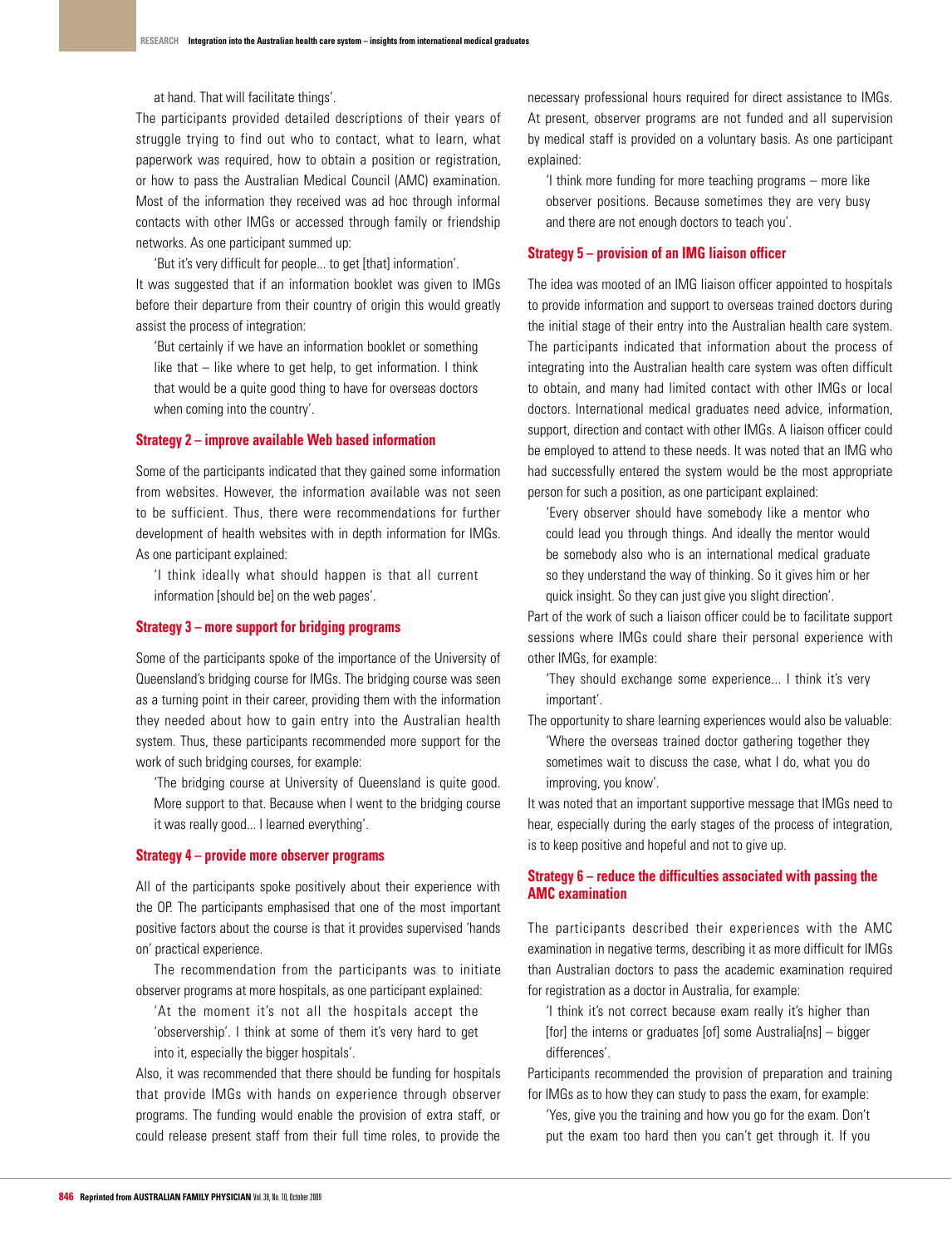at hand. That will facilitate things'.

The participants provided detailed descriptions of their years of struggle trying to find out who to contact, what to learn, what paperwork was required, how to obtain a position or registration, or how to pass the Australian Medical Council (AMC) examination. Most of the information they received was ad hoc through informal contacts with other IMGs or accessed through family or friendship networks. As one participant summed up:

> 'But it's very difficult for people... to get [that] information'.

It was suggested that if an information booklet was given to IMGs before their departure from their country of origin this would greatly assist the process of integration:

> 'But certainly if we have an information booklet or something like that – like where to get help, to get information. I think that would be a quite good thing to have for overseas doctors when coming into the country'.

### Strategy 2 – improve available Web based information

Some of the participants indicated that they gained some information from websites. However, the information available was not seen to be sufficient. Thus, there were recommendations for further development of health websites with in depth information for IMGs. As one participant explained:

> 'I think ideally what should happen is that all current information [should be] on the web pages'.

### Strategy 3 – more support for bridging programs

Some of the participants spoke of the importance of the University of Queensland's bridging course for IMGs. The bridging course was seen as a turning point in their career, providing them with the information they needed about how to gain entry into the Australian health system. Thus, these participants recommended more support for the work of such bridging courses, for example:

> 'The bridging course at University of Queensland is quite good. More support to that. Because when I went to the bridging course it was really good... I learned everything'.

### Strategy 4 – provide more observer programs

All of the participants spoke positively about their experience with the OP. The participants emphasised that one of the most important positive factors about the course is that it provides supervised 'hands on' practical experience.

The recommendation from the participants was to initiate observer programs at more hospitals, as one participant explained:

> 'At the moment it's not all the hospitals accept the 'observership'. I think at some of them it's very hard to get into it, especially the bigger hospitals'.

Also, it was recommended that there should be funding for hospitals that provide IMGs with hands on experience through observer programs. The funding would enable the provision of extra staff, or could release present staff from their full time roles, to provide the necessary professional hours required for direct assistance to IMGs. At present, observer programs are not funded and all supervision by medical staff is provided on a voluntary basis. As one participant explained:

> 'I think more funding for more teaching programs – more like observer positions. Because sometimes they are very busy and there are not enough doctors to teach you'.

### Strategy 5 – provision of an IMG liaison officer

The idea was mooted of an IMG liaison officer appointed to hospitals to provide information and support to overseas trained doctors during the initial stage of their entry into the Australian health care system. The participants indicated that information about the process of integrating into the Australian health care system was often difficult to obtain, and many had limited contact with other IMGs or local doctors. International medical graduates need advice, information, support, direction and contact with other IMGs. A liaison officer could be employed to attend to these needs. It was noted that an IMG who had successfully entered the system would be the most appropriate person for such a position, as one participant explained:

> 'Every observer should have somebody like a mentor who could lead you through things. And ideally the mentor would be somebody also who is an international medical graduate so they understand the way of thinking. So it gives him or her quick insight. So they can just give you slight direction'.

Part of the work of such a liaison officer could be to facilitate support sessions where IMGs could share their personal experience with other IMGs, for example:

> 'They should exchange some experience... I think it's very important'.

The opportunity to share learning experiences would also be valuable:

> 'Where the overseas trained doctor gathering together they sometimes wait to discuss the case, what I do, what you do improving, you know'.

It was noted that an important supportive message that IMGs need to hear, especially during the early stages of the process of integration, is to keep positive and hopeful and not to give up.

### Strategy 6 – reduce the difficulties associated with passing the AMC examination

The participants described their experiences with the AMC examination in negative terms, describing it as more difficult for IMGs than Australian doctors to pass the academic examination required for registration as a doctor in Australia, for example:

> 'I think it's not correct because exam really it's higher than [for] the interns or graduates [of] some Australia[ns] – bigger differences'.

Participants recommended the provision of preparation and training for IMGs as to how they can study to pass the exam, for example:

> 'Yes, give you the training and how you go for the exam. Don't put the exam too hard then you can't get through it. If you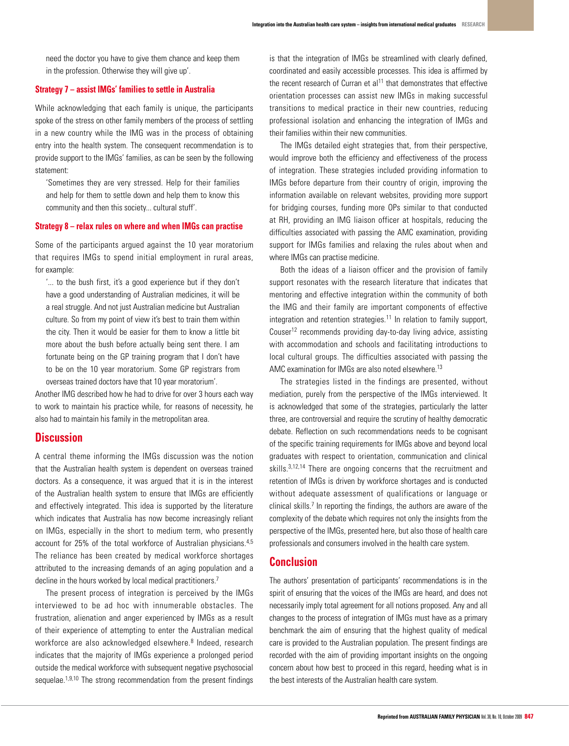need the doctor you have to give them chance and keep them in the profession. Otherwise they will give up'.

### Strategy 7 – assist IMGs' families to settle in Australia

While acknowledging that each family is unique, the participants spoke of the stress on other family members of the process of settling in a new country while the IMG was in the process of obtaining entry into the health system. The consequent recommendation is to provide support to the IMGs' families, as can be seen by the following statement:

> 'Sometimes they are very stressed. Help for their families and help for them to settle down and help them to know this community and then this society... cultural stuff'.

### Strategy 8 – relax rules on where and when IMGs can practise

Some of the participants argued against the 10 year moratorium that requires IMGs to spend initial employment in rural areas, for example:

> '... to the bush first, it's a good experience but if they don't have a good understanding of Australian medicines, it will be a real struggle. And not just Australian medicine but Australian culture. So from my point of view it's best to train them within the city. Then it would be easier for them to know a little bit more about the bush before actually being sent there. I am fortunate being on the GP training program that I don't have to be on the 10 year moratorium. Some GP registrars from overseas trained doctors have that 10 year moratorium'.

Another IMG described how he had to drive for over 3 hours each way to work to maintain his practice while, for reasons of necessity, he also had to maintain his family in the metropolitan area.

## Discussion

A central theme informing the IMGs discussion was the notion that the Australian health system is dependent on overseas trained doctors. As a consequence, it was argued that it is in the interest of the Australian health system to ensure that IMGs are efficiently and effectively integrated. This idea is supported by the literature which indicates that Australia has now become increasingly reliant on IMGs, especially in the short to medium term, who presently account for 25% of the total workforce of Australian physicians.[4,5] The reliance has been created by medical workforce shortages attributed to the increasing demands of an aging population and a decline in the hours worked by local medical practitioners.[7]

The present process of integration is perceived by the IMGs interviewed to be ad hoc with innumerable obstacles. The frustration, alienation and anger experienced by IMGs as a result of their experience of attempting to enter the Australian medical workforce are also acknowledged elsewhere.[8] Indeed, research indicates that the majority of IMGs experience a prolonged period outside the medical workforce with subsequent negative psychosocial sequelae.[1,9,10] The strong recommendation from the present findings is that the integration of IMGs be streamlined with clearly defined, coordinated and easily accessible processes. This idea is affirmed by the recent research of Curran et al[11] that demonstrates that effective orientation processes can assist new IMGs in making successful transitions to medical practice in their new countries, reducing professional isolation and enhancing the integration of IMGs and their families within their new communities.

The IMGs detailed eight strategies that, from their perspective, would improve both the efficiency and effectiveness of the process of integration. These strategies included providing information to IMGs before departure from their country of origin, improving the information available on relevant websites, providing more support for bridging courses, funding more OPs similar to that conducted at RH, providing an IMG liaison officer at hospitals, reducing the difficulties associated with passing the AMC examination, providing support for IMGs families and relaxing the rules about when and where IMGs can practise medicine.

Both the ideas of a liaison officer and the provision of family support resonates with the research literature that indicates that mentoring and effective integration within the community of both the IMG and their family are important components of effective integration and retention strategies.[11] In relation to family support, Couser[12] recommends providing day-to-day living advice, assisting with accommodation and schools and facilitating introductions to local cultural groups. The difficulties associated with passing the AMC examination for IMGs are also noted elsewhere.[13]

The strategies listed in the findings are presented, without mediation, purely from the perspective of the IMGs interviewed. It is acknowledged that some of the strategies, particularly the latter three, are controversial and require the scrutiny of healthy democratic debate. Reflection on such recommendations needs to be cognisant of the specific training requirements for IMGs above and beyond local graduates with respect to orientation, communication and clinical skills.[3,12,14] There are ongoing concerns that the recruitment and retention of IMGs is driven by workforce shortages and is conducted without adequate assessment of qualifications or language or clinical skills.[7] In reporting the findings, the authors are aware of the complexity of the debate which requires not only the insights from the perspective of the IMGs, presented here, but also those of health care professionals and consumers involved in the health care system.

## Conclusion

The authors' presentation of participants' recommendations is in the spirit of ensuring that the voices of the IMGs are heard, and does not necessarily imply total agreement for all notions proposed. Any and all changes to the process of integration of IMGs must have as a primary benchmark the aim of ensuring that the highest quality of medical care is provided to the Australian population. The present findings are recorded with the aim of providing important insights on the ongoing concern about how best to proceed in this regard, heeding what is in the best interests of the Australian health care system.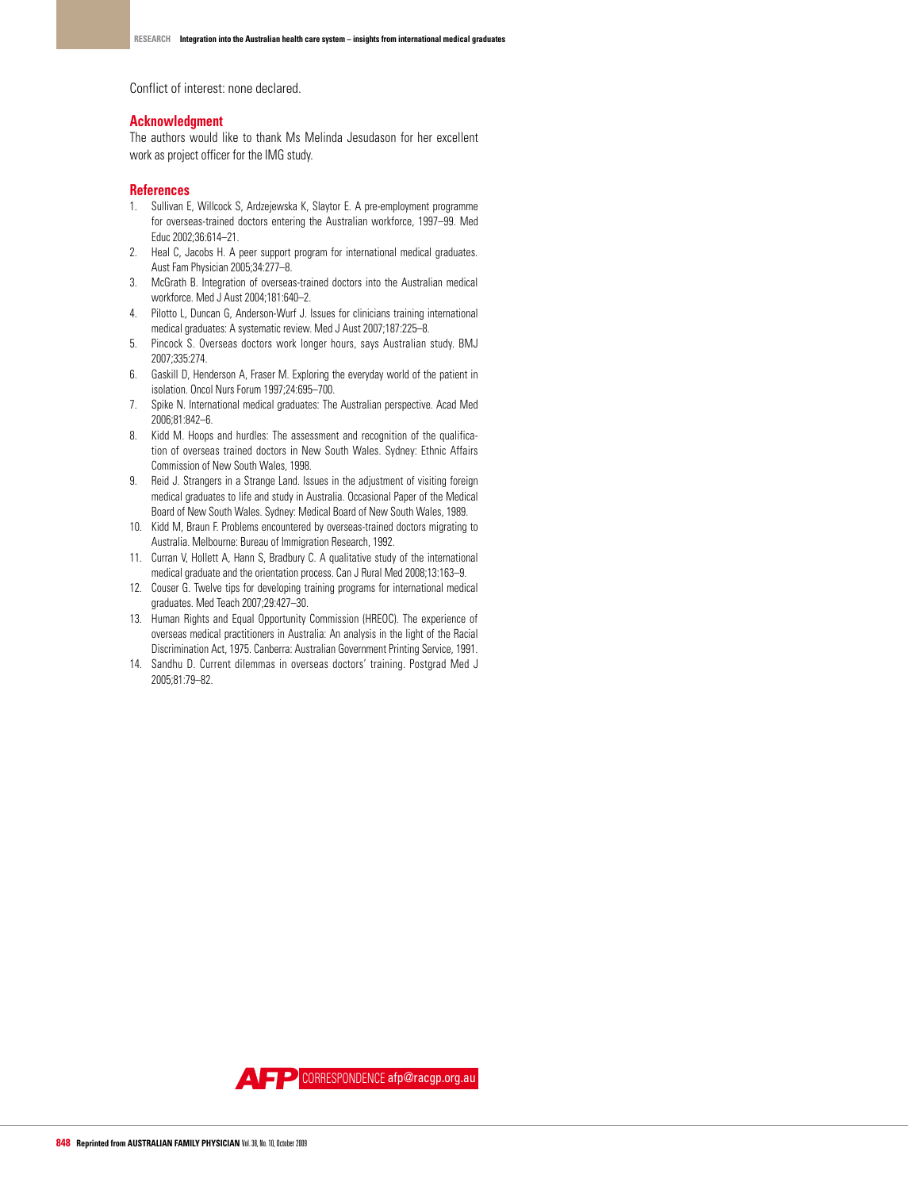Conflict of interest: none declared.

## Acknowledgment

The authors would like to thank Ms Melinda Jesudason for her excellent work as project officer for the IMG study.

## References

1. Sullivan E, Willcock S, Ardzejewska K, Slaytor E. A pre-employment programme for overseas-trained doctors entering the Australian workforce, 1997–99. Med Educ 2002;36:614–21.
2. Heal C, Jacobs H. A peer support program for international medical graduates. Aust Fam Physician 2005;34:277–8.
3. McGrath B. Integration of overseas-trained doctors into the Australian medical workforce. Med J Aust 2004;181:640–2.
4. Pilotto L, Duncan G, Anderson-Wurf J. Issues for clinicians training international medical graduates: A systematic review. Med J Aust 2007;187:225–8.
5. Pincock S. Overseas doctors work longer hours, says Australian study. BMJ 2007;335:274.
6. Gaskill D, Henderson A, Fraser M. Exploring the everyday world of the patient in isolation. Oncol Nurs Forum 1997;24:695–700.
7. Spike N. International medical graduates: The Australian perspective. Acad Med 2006;81:842–6.
8. Kidd M. Hoops and hurdles: The assessment and recognition of the qualification of overseas trained doctors in New South Wales. Sydney: Ethnic Affairs Commission of New South Wales, 1998.
9. Reid J. Strangers in a Strange Land. Issues in the adjustment of visiting foreign medical graduates to life and study in Australia. Occasional Paper of the Medical Board of New South Wales. Sydney: Medical Board of New South Wales, 1989.
10. Kidd M, Braun F. Problems encountered by overseas-trained doctors migrating to Australia. Melbourne: Bureau of Immigration Research, 1992.
11. Curran V, Hollett A, Hann S, Bradbury C. A qualitative study of the international medical graduate and the orientation process. Can J Rural Med 2008;13:163–9.
12. Couser G. Twelve tips for developing training programs for international medical graduates. Med Teach 2007;29:427–30.
13. Human Rights and Equal Opportunity Commission (HREOC). The experience of overseas medical practitioners in Australia: An analysis in the light of the Racial Discrimination Act, 1975. Canberra: Australian Government Printing Service, 1991.
14. Sandhu D. Current dilemmas in overseas doctors' training. Postgrad Med J 2005;81:79–82.

AFP CORRESPONDENCE afp@racgp.org.au